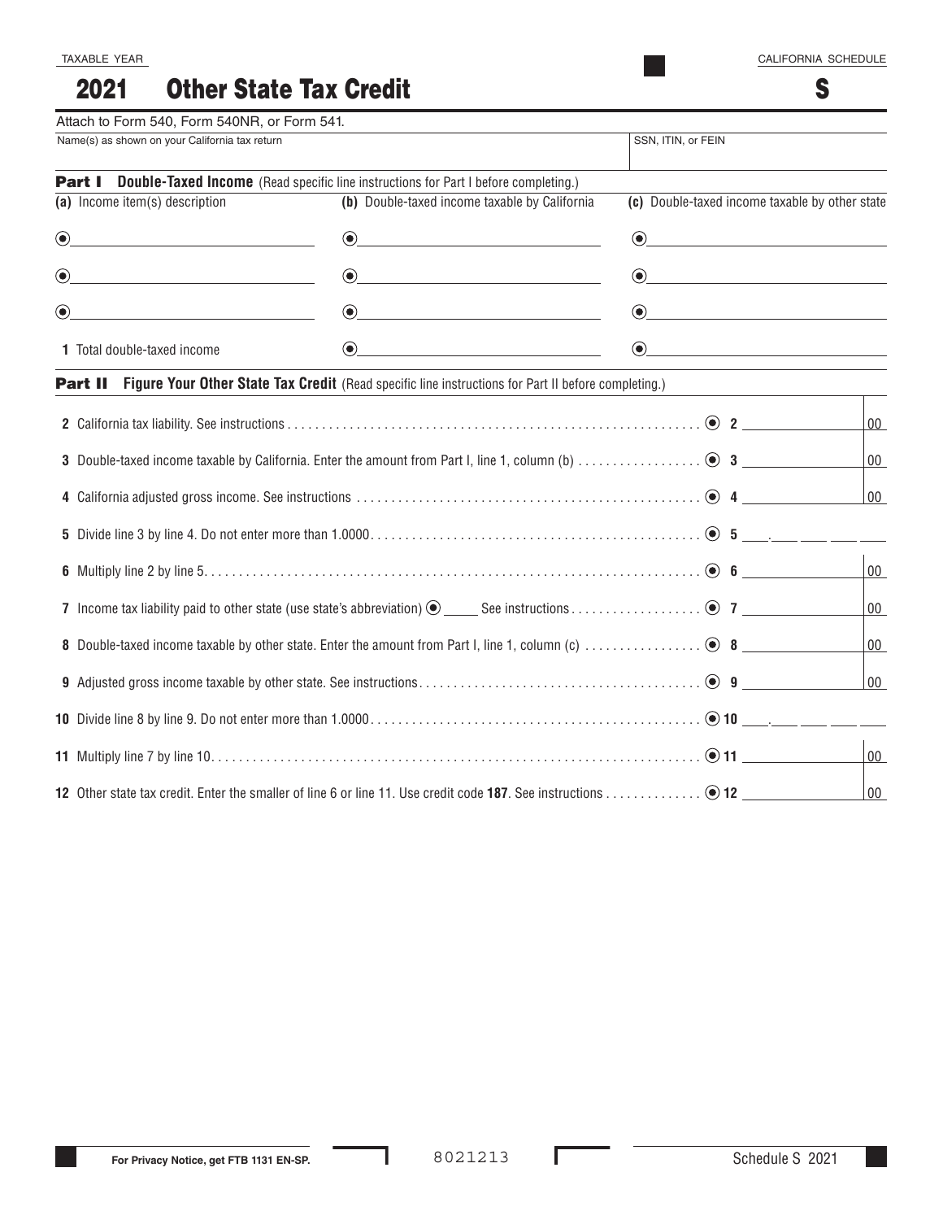TAXABLE YEAR

# 2021 Other State Tax Credit

CALIFORNIA SCHEDULE

# S

Attach to Form 540, Form 540NR, or Form 541.

| Name(s) as shown on your California tax return | SSN, ITIN, or FEIN |
|---|---|
| | |

## Part I Double-Taxed Income (Read specific line instructions for Part I before completing.)

| (a) Income item(s) description | (b) Double-taxed income taxable by California | (c) Double-taxed income taxable by other state |
|---|---|---|
| | | |
| | | |
| | | |
| 1 Total double-taxed income | | |

## Part II Figure Your Other State Tax Credit (Read specific line instructions for Part II before completing.)

| | | |
|---|---|---|
| 2 California tax liability. See instructions | 2 | 00 |
| 3 Double-taxed income taxable by California. Enter the amount from Part I, line 1, column (b) | 3 | 00 |
| 4 California adjusted gross income. See instructions | 4 | 00 |
| 5 Divide line 3 by line 4. Do not enter more than 1.0000 | 5 ___.___ ___ ___ ___ | |
| 6 Multiply line 2 by line 5 | 6 | 00 |
| 7 Income tax liability paid to other state (use state's abbreviation) _____ See instructions | 7 | 00 |
| 8 Double-taxed income taxable by other state. Enter the amount from Part I, line 1, column (c) | 8 | 00 |
| 9 Adjusted gross income taxable by other state. See instructions | 9 | 00 |
| 10 Divide line 8 by line 9. Do not enter more than 1.0000 | 10 ___.___ ___ ___ ___ | |
| 11 Multiply line 7 by line 10 | 11 | 00 |
| 12 Other state tax credit. Enter the smaller of line 6 or line 11. Use credit code **187**. See instructions | 12 | 00 |

For Privacy Notice, get FTB 1131 EN-SP.

8021213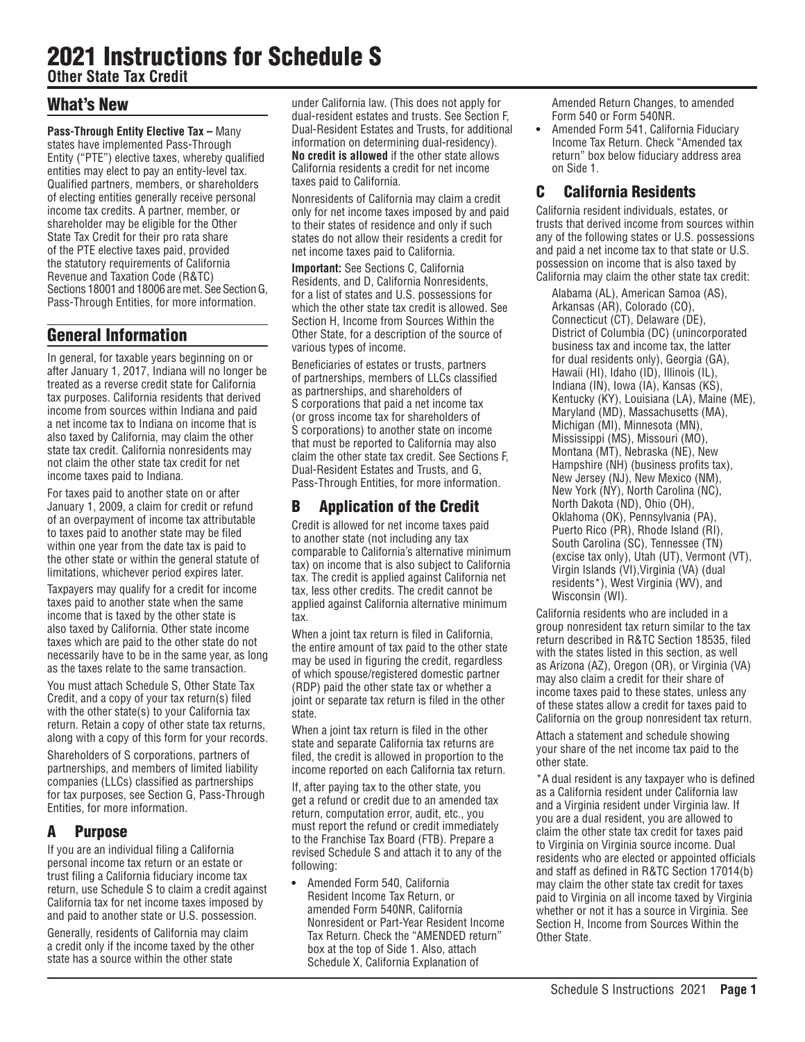# 2021 Instructions for Schedule S

**Other State Tax Credit**

## What's New

**Pass-Through Entity Elective Tax –** Many states have implemented Pass-Through Entity ("PTE") elective taxes, whereby qualified entities may elect to pay an entity-level tax. Qualified partners, members, or shareholders of electing entities generally receive personal income tax credits. A partner, member, or shareholder may be eligible for the Other State Tax Credit for their pro rata share of the PTE elective taxes paid, provided the statutory requirements of California Revenue and Taxation Code (R&TC) Sections 18001 and 18006 are met. See Section G, Pass-Through Entities, for more information.

## General Information

In general, for taxable years beginning on or after January 1, 2017, Indiana will no longer be treated as a reverse credit state for California tax purposes. California residents that derived income from sources within Indiana and paid a net income tax to Indiana on income that is also taxed by California, may claim the other state tax credit. California nonresidents may not claim the other state tax credit for net income taxes paid to Indiana.

For taxes paid to another state on or after January 1, 2009, a claim for credit or refund of an overpayment of income tax attributable to taxes paid to another state may be filed within one year from the date tax is paid to the other state or within the general statute of limitations, whichever period expires later.

Taxpayers may qualify for a credit for income taxes paid to another state when the same income that is taxed by the other state is also taxed by California. Other state income taxes which are paid to the other state do not necessarily have to be in the same year, as long as the taxes relate to the same transaction.

You must attach Schedule S, Other State Tax Credit, and a copy of your tax return(s) filed with the other state(s) to your California tax return. Retain a copy of other state tax returns, along with a copy of this form for your records.

Shareholders of S corporations, partners of partnerships, and members of limited liability companies (LLCs) classified as partnerships for tax purposes, see Section G, Pass-Through Entities, for more information.

## A Purpose

If you are an individual filing a California personal income tax return or an estate or trust filing a California fiduciary income tax return, use Schedule S to claim a credit against California tax for net income taxes imposed by and paid to another state or U.S. possession.

Generally, residents of California may claim a credit only if the income taxed by the other state has a source within the other state under California law. (This does not apply for dual-resident estates and trusts. See Section F, Dual-Resident Estates and Trusts, for additional information on determining dual-residency). **No credit is allowed** if the other state allows California residents a credit for net income taxes paid to California.

Nonresidents of California may claim a credit only for net income taxes imposed by and paid to their states of residence and only if such states do not allow their residents a credit for net income taxes paid to California.

**Important:** See Sections C, California Residents, and D, California Nonresidents, for a list of states and U.S. possessions for which the other state tax credit is allowed. See Section H, Income from Sources Within the Other State, for a description of the source of various types of income.

Beneficiaries of estates or trusts, partners of partnerships, members of LLCs classified as partnerships, and shareholders of S corporations that paid a net income tax (or gross income tax for shareholders of S corporations) to another state on income that must be reported to California may also claim the other state tax credit. See Sections F, Dual-Resident Estates and Trusts, and G, Pass-Through Entities, for more information.

## B Application of the Credit

Credit is allowed for net income taxes paid to another state (not including any tax comparable to California's alternative minimum tax) on income that is also subject to California tax. The credit is applied against California net tax, less other credits. The credit cannot be applied against California alternative minimum tax.

When a joint tax return is filed in California, the entire amount of tax paid to the other state may be used in figuring the credit, regardless of which spouse/registered domestic partner (RDP) paid the other state tax or whether a joint or separate tax return is filed in the other state.

When a joint tax return is filed in the other state and separate California tax returns are filed, the credit is allowed in proportion to the income reported on each California tax return.

If, after paying tax to the other state, you get a refund or credit due to an amended tax return, computation error, audit, etc., you must report the refund or credit immediately to the Franchise Tax Board (FTB). Prepare a revised Schedule S and attach it to any of the following:

- Amended Form 540, California Resident Income Tax Return, or amended Form 540NR, California Nonresident or Part-Year Resident Income Tax Return. Check the "AMENDED return" box at the top of Side 1. Also, attach Schedule X, California Explanation of Amended Return Changes, to amended Form 540 or Form 540NR.
- Amended Form 541, California Fiduciary Income Tax Return. Check "Amended tax return" box below fiduciary address area on Side 1.

## C California Residents

California resident individuals, estates, or trusts that derived income from sources within any of the following states or U.S. possessions and paid a net income tax to that state or U.S. possession on income that is also taxed by California may claim the other state tax credit:

Alabama (AL), American Samoa (AS), Arkansas (AR), Colorado (CO), Connecticut (CT), Delaware (DE), District of Columbia (DC) (unincorporated business tax and income tax, the latter for dual residents only), Georgia (GA), Hawaii (HI), Idaho (ID), Illinois (IL), Indiana (IN), Iowa (IA), Kansas (KS), Kentucky (KY), Louisiana (LA), Maine (ME), Maryland (MD), Massachusetts (MA), Michigan (MI), Minnesota (MN), Mississippi (MS), Missouri (MO), Montana (MT), Nebraska (NE), New Hampshire (NH) (business profits tax), New Jersey (NJ), New Mexico (NM), New York (NY), North Carolina (NC), North Dakota (ND), Ohio (OH), Oklahoma (OK), Pennsylvania (PA), Puerto Rico (PR), Rhode Island (RI), South Carolina (SC), Tennessee (TN) (excise tax only), Utah (UT), Vermont (VT), Virgin Islands (VI),Virginia (VA) (dual residents*), West Virginia (WV), and Wisconsin (WI).

California residents who are included in a group nonresident tax return similar to the tax return described in R&TC Section 18535, filed with the states listed in this section, as well as Arizona (AZ), Oregon (OR), or Virginia (VA) may also claim a credit for their share of income taxes paid to these states, unless any of these states allow a credit for taxes paid to California on the group nonresident tax return.

Attach a statement and schedule showing your share of the net income tax paid to the other state.

*A dual resident is any taxpayer who is defined as a California resident under California law and a Virginia resident under Virginia law. If you are a dual resident, you are allowed to claim the other state tax credit for taxes paid to Virginia on Virginia source income. Dual residents who are elected or appointed officials and staff as defined in R&TC Section 17014(b) may claim the other state tax credit for taxes paid to Virginia on all income taxed by Virginia whether or not it has a source in Virginia. See Section H, Income from Sources Within the Other State.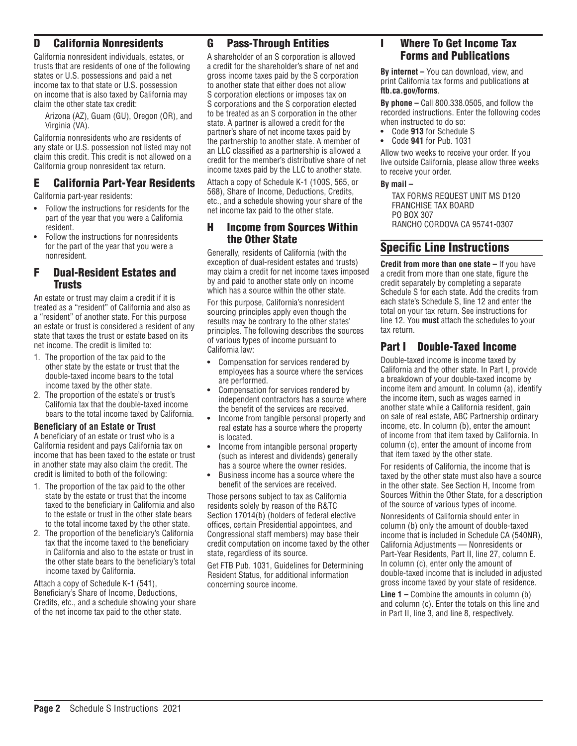## D California Nonresidents

California nonresident individuals, estates, or trusts that are residents of one of the following states or U.S. possessions and paid a net income tax to that state or U.S. possession on income that is also taxed by California may claim the other state tax credit:

Arizona (AZ), Guam (GU), Oregon (OR), and Virginia (VA).

California nonresidents who are residents of any state or U.S. possession not listed may not claim this credit. This credit is not allowed on a California group nonresident tax return.

## E California Part-Year Residents

California part-year residents:

- Follow the instructions for residents for the part of the year that you were a California resident.
- Follow the instructions for nonresidents for the part of the year that you were a nonresident.

## F Dual-Resident Estates and Trusts

An estate or trust may claim a credit if it is treated as a "resident" of California and also as a "resident" of another state. For this purpose an estate or trust is considered a resident of any state that taxes the trust or estate based on its net income. The credit is limited to:

1. The proportion of the tax paid to the other state by the estate or trust that the double-taxed income bears to the total income taxed by the other state.
2. The proportion of the estate's or trust's California tax that the double-taxed income bears to the total income taxed by California.

**Beneficiary of an Estate or Trust**

A beneficiary of an estate or trust who is a California resident and pays California tax on income that has been taxed to the estate or trust in another state may also claim the credit. The credit is limited to both of the following:

1. The proportion of the tax paid to the other state by the estate or trust that the income taxed to the beneficiary in California and also to the estate or trust in the other state bears to the total income taxed by the other state.
2. The proportion of the beneficiary's California tax that the income taxed to the beneficiary in California and also to the estate or trust in the other state bears to the beneficiary's total income taxed by California.

Attach a copy of Schedule K-1 (541), Beneficiary's Share of Income, Deductions, Credits, etc., and a schedule showing your share of the net income tax paid to the other state.

## G Pass-Through Entities

A shareholder of an S corporation is allowed a credit for the shareholder's share of net and gross income taxes paid by the S corporation to another state that either does not allow S corporation elections or imposes tax on S corporations and the S corporation elected to be treated as an S corporation in the other state. A partner is allowed a credit for the partner's share of net income taxes paid by the partnership to another state. A member of an LLC classified as a partnership is allowed a credit for the member's distributive share of net income taxes paid by the LLC to another state.

Attach a copy of Schedule K-1 (100S, 565, or 568), Share of Income, Deductions, Credits, etc., and a schedule showing your share of the net income tax paid to the other state.

## H Income from Sources Within the Other State

Generally, residents of California (with the exception of dual-resident estates and trusts) may claim a credit for net income taxes imposed by and paid to another state only on income which has a source within the other state.

For this purpose, California's nonresident sourcing principles apply even though the results may be contrary to the other states' principles. The following describes the sources of various types of income pursuant to California law:

- Compensation for services rendered by employees has a source where the services are performed.
- Compensation for services rendered by independent contractors has a source where the benefit of the services are received.
- Income from tangible personal property and real estate has a source where the property is located.
- Income from intangible personal property (such as interest and dividends) generally has a source where the owner resides.
- Business income has a source where the benefit of the services are received.

Those persons subject to tax as California residents solely by reason of the R&TC Section 17014(b) (holders of federal elective offices, certain Presidential appointees, and Congressional staff members) may base their credit computation on income taxed by the other state, regardless of its source.

Get FTB Pub. 1031, Guidelines for Determining Resident Status, for additional information concerning source income.

## I Where To Get Income Tax Forms and Publications

**By internet –** You can download, view, and print California tax forms and publications at **ftb.ca.gov/forms**.

**By phone –** Call 800.338.0505, and follow the recorded instructions. Enter the following codes when instructed to do so:

- Code **913** for Schedule S
- Code **941** for Pub. 1031

Allow two weeks to receive your order. If you live outside California, please allow three weeks to receive your order.

**By mail –**

TAX FORMS REQUEST UNIT MS D120
FRANCHISE TAX BOARD
PO BOX 307
RANCHO CORDOVA CA 95741-0307

# Specific Line Instructions

**Credit from more than one state –** If you have a credit from more than one state, figure the credit separately by completing a separate Schedule S for each state. Add the credits from each state's Schedule S, line 12 and enter the total on your tax return. See instructions for line 12. You **must** attach the schedules to your tax return.

## Part I Double-Taxed Income

Double-taxed income is income taxed by California and the other state. In Part I, provide a breakdown of your double-taxed income by income item and amount. In column (a), identify the income item, such as wages earned in another state while a California resident, gain on sale of real estate, ABC Partnership ordinary income, etc. In column (b), enter the amount of income from that item taxed by California. In column (c), enter the amount of income from that item taxed by the other state.

For residents of California, the income that is taxed by the other state must also have a source in the other state. See Section H, Income from Sources Within the Other State, for a description of the source of various types of income.

Nonresidents of California should enter in column (b) only the amount of double-taxed income that is included in Schedule CA (540NR), California Adjustments — Nonresidents or Part-Year Residents, Part II, line 27, column E. In column (c), enter only the amount of double-taxed income that is included in adjusted gross income taxed by your state of residence.

**Line 1 –** Combine the amounts in column (b) and column (c). Enter the totals on this line and in Part II, line 3, and line 8, respectively.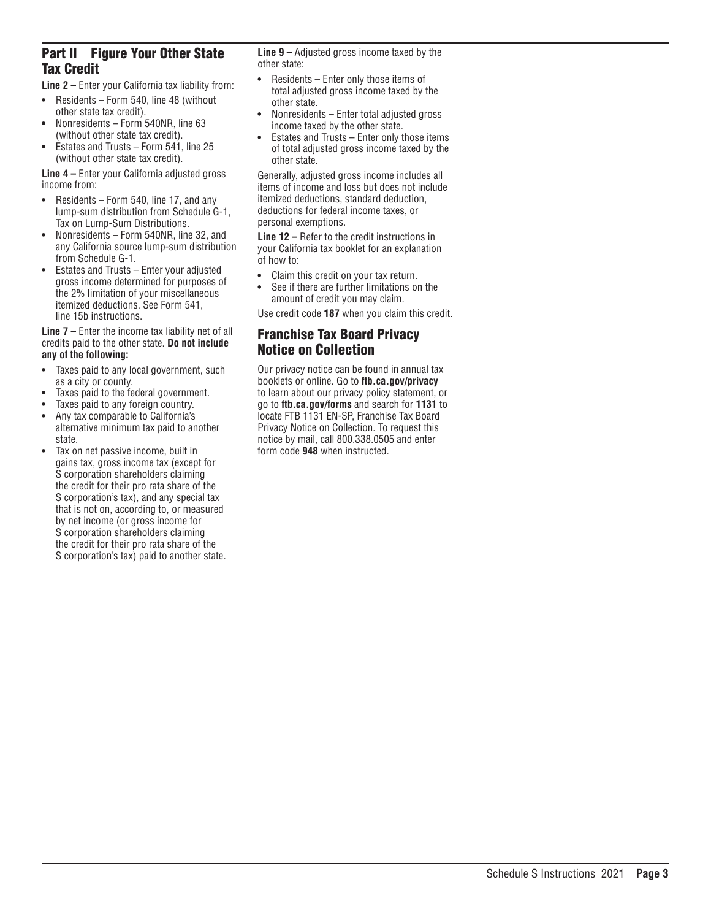## Part II Figure Your Other State Tax Credit

**Line 2 –** Enter your California tax liability from:

- Residents – Form 540, line 48 (without other state tax credit).
- Nonresidents – Form 540NR, line 63 (without other state tax credit).
- Estates and Trusts – Form 541, line 25 (without other state tax credit).

**Line 4 –** Enter your California adjusted gross income from:

- Residents – Form 540, line 17, and any lump-sum distribution from Schedule G-1, Tax on Lump-Sum Distributions.
- Nonresidents – Form 540NR, line 32, and any California source lump-sum distribution from Schedule G-1.
- Estates and Trusts – Enter your adjusted gross income determined for purposes of the 2% limitation of your miscellaneous itemized deductions. See Form 541, line 15b instructions.

**Line 7 –** Enter the income tax liability net of all credits paid to the other state. **Do not include any of the following:**

- Taxes paid to any local government, such as a city or county.
- Taxes paid to the federal government.
- Taxes paid to any foreign country.
- Any tax comparable to California's alternative minimum tax paid to another state.
- Tax on net passive income, built in gains tax, gross income tax (except for S corporation shareholders claiming the credit for their pro rata share of the S corporation's tax), and any special tax that is not on, according to, or measured by net income (or gross income for S corporation shareholders claiming the credit for their pro rata share of the S corporation's tax) paid to another state.

**Line 9 –** Adjusted gross income taxed by the other state:

- Residents – Enter only those items of total adjusted gross income taxed by the other state.
- Nonresidents – Enter total adjusted gross income taxed by the other state.
- Estates and Trusts – Enter only those items of total adjusted gross income taxed by the other state.

Generally, adjusted gross income includes all items of income and loss but does not include itemized deductions, standard deduction, deductions for federal income taxes, or personal exemptions.

**Line 12 –** Refer to the credit instructions in your California tax booklet for an explanation of how to:

- Claim this credit on your tax return.
- See if there are further limitations on the amount of credit you may claim.

Use credit code **187** when you claim this credit.

## Franchise Tax Board Privacy Notice on Collection

Our privacy notice can be found in annual tax booklets or online. Go to **ftb.ca.gov/privacy** to learn about our privacy policy statement, or go to **ftb.ca.gov/forms** and search for **1131** to locate FTB 1131 EN-SP, Franchise Tax Board Privacy Notice on Collection. To request this notice by mail, call 800.338.0505 and enter form code **948** when instructed.